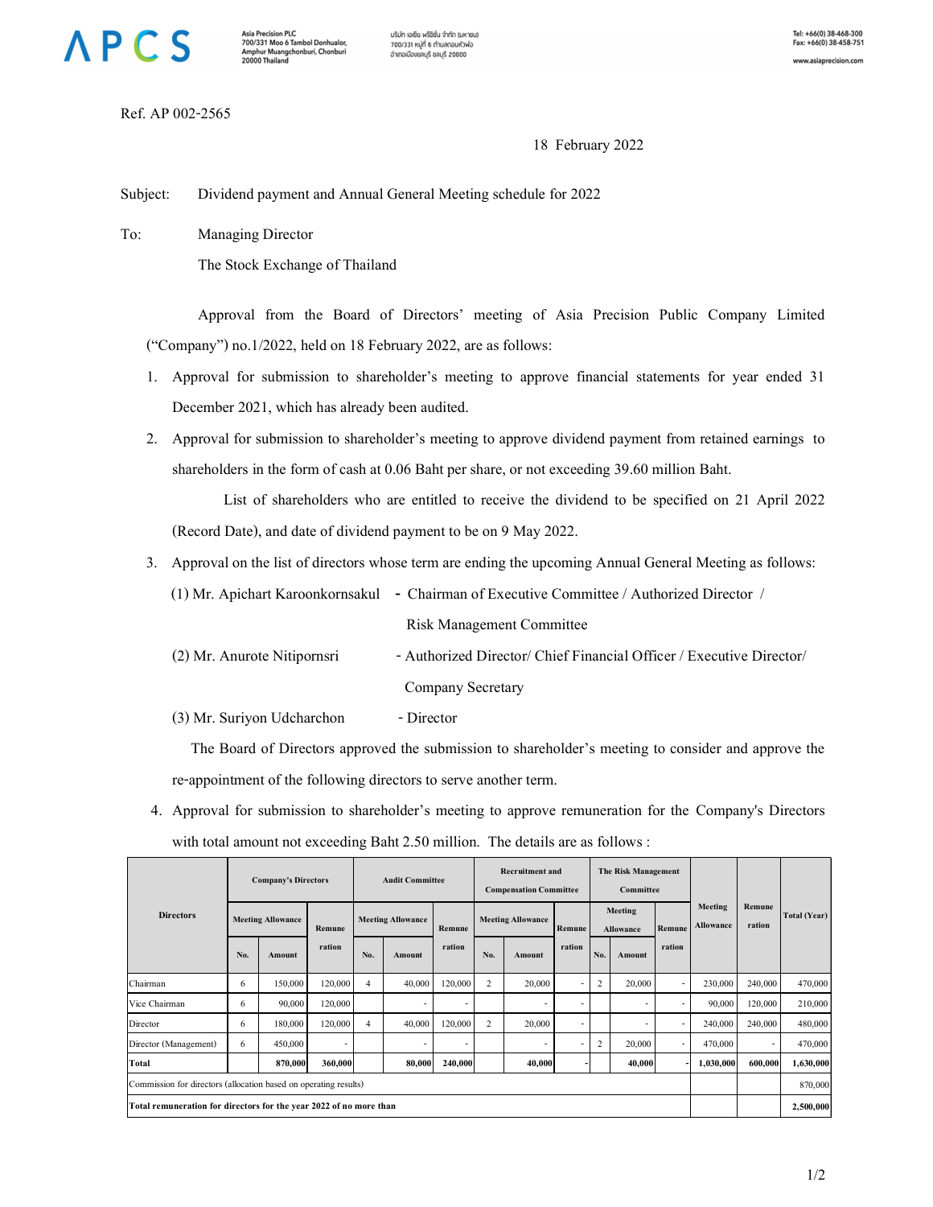Asia Precision PLC
700/331 Moo 6 Tambol Donhualor, Amphur Muangchonburi, Chonburi 20000 Thailand

บริษัท เอเซีย พรีซิชั่น จำกัด (มหาชน)
700/331 หมู่ที่ 6 ตำบลดอนหัวฬ่อ อำเภอเมืองชลบุรี ชลบุรี 20000

Tel: +66(0) 38-468-300
Fax: +66(0) 38-458-751
www.asiaprecision.com

Ref. AP 002-2565

18 February 2022

Subject: Dividend payment and Annual General Meeting schedule for 2022

To: Managing Director
The Stock Exchange of Thailand

Approval from the Board of Directors' meeting of Asia Precision Public Company Limited ("Company") no.1/2022, held on 18 February 2022, are as follows:

1. Approval for submission to shareholder's meeting to approve financial statements for year ended 31 December 2021, which has already been audited.
2. Approval for submission to shareholder's meeting to approve dividend payment from retained earnings to shareholders in the form of cash at 0.06 Baht per share, or not exceeding 39.60 million Baht.

   List of shareholders who are entitled to receive the dividend to be specified on 21 April 2022 (Record Date), and date of dividend payment to be on 9 May 2022.
3. Approval on the list of directors whose term are ending the upcoming Annual General Meeting as follows:
   (1) Mr. Apichart Karoonkornsakul - Chairman of Executive Committee / Authorized Director / Risk Management Committee
   (2) Mr. Anurote Nitipornsri - Authorized Director/ Chief Financial Officer / Executive Director/ Company Secretary
   (3) Mr. Suriyon Udcharchon - Director

   The Board of Directors approved the submission to shareholder's meeting to consider and approve the re-appointment of the following directors to serve another term.
4. Approval for submission to shareholder's meeting to approve remuneration for the Company's Directors with total amount not exceeding Baht 2.50 million. The details are as follows :

| Directors | Company's Directors | | | Audit Committee | | | Recruitment and Compensation Committee | | | The Risk Management Committee | | | Meeting Allowance | Remuneration | Total (Year) |
|---|---|---|---|---|---|---|---|---|---|---|---|---|---|---|---|
| | Meeting Allowance | | Remuneration | Meeting Allowance | | Remuneration | Meeting Allowance | | Remuneration | Meeting Allowance | | Remuneration | | | |
| | No. | Amount | | No. | Amount | | No. | Amount | | No. | Amount | | | | |
| Chairman | 6 | 150,000 | 120,000 | 4 | 40,000 | 120,000 | 2 | 20,000 | - | 2 | 20,000 | - | 230,000 | 240,000 | 470,000 |
| Vice Chairman | 6 | 90,000 | 120,000 | | - | - | | - | - | | - | - | 90,000 | 120,000 | 210,000 |
| Director | 6 | 180,000 | 120,000 | 4 | 40,000 | 120,000 | 2 | 20,000 | - | | - | - | 240,000 | 240,000 | 480,000 |
| Director (Management) | 6 | 450,000 | - | | - | - | | - | - | 2 | 20,000 | - | 470,000 | - | 470,000 |
| **Total** | | **870,000** | **360,000** | | **80,000** | **240,000** | | **40,000** | - | | **40,000** | - | **1,030,000** | **600,000** | **1,630,000** |
| Commission for directors (allocation based on operating results) | | | | | | | | | | | | | | | 870,000 |
| **Total remuneration for directors for the year 2022 of no more than** | | | | | | | | | | | | | | | **2,500,000** |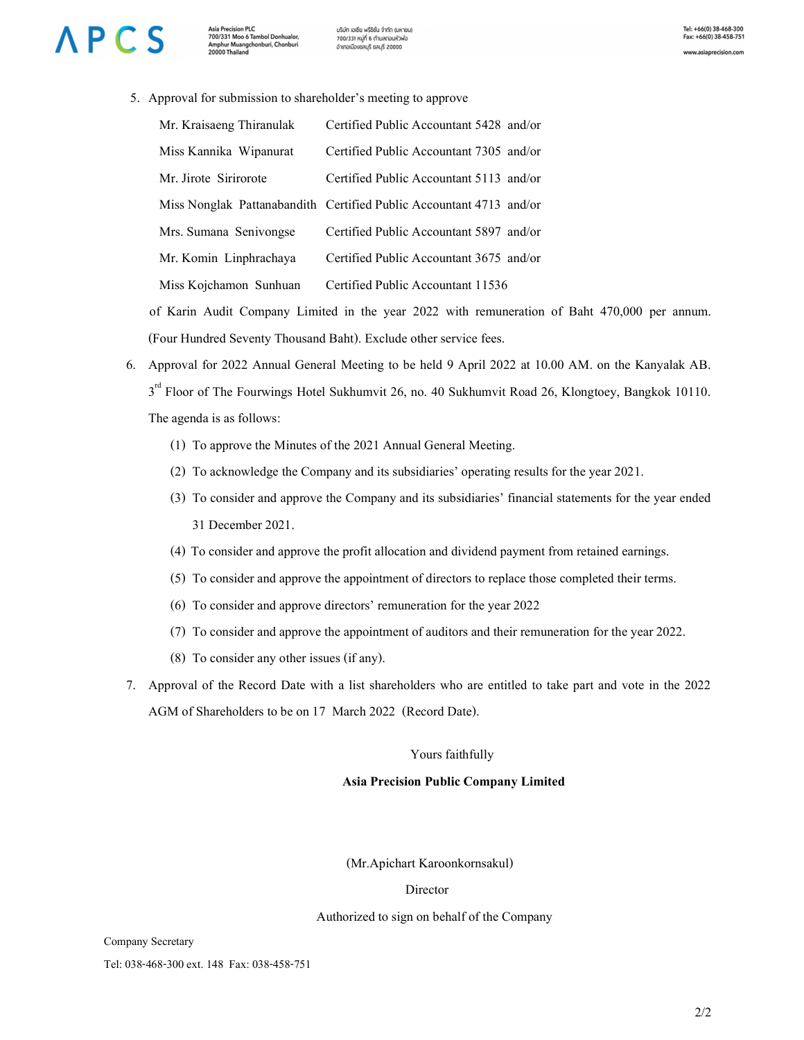5. Approval for submission to shareholder's meeting to approve

| | |
|---|---|
| Mr. Kraisaeng Thiranulak | Certified Public Accountant 5428 and/or |
| Miss Kannika Wipanurat | Certified Public Accountant 7305 and/or |
| Mr. Jirote Sirirorote | Certified Public Accountant 5113 and/or |
| Miss Nonglak Pattanabandith | Certified Public Accountant 4713 and/or |
| Mrs. Sumana Senivongse | Certified Public Accountant 5897 and/or |
| Mr. Komin Linphrachaya | Certified Public Accountant 3675 and/or |
| Miss Kojchamon Sunhuan | Certified Public Accountant 11536 |

of Karin Audit Company Limited in the year 2022 with remuneration of Baht 470,000 per annum. (Four Hundred Seventy Thousand Baht). Exclude other service fees.

6. Approval for 2022 Annual General Meeting to be held 9 April 2022 at 10.00 AM. on the Kanyalak AB. 3rd Floor of The Fourwings Hotel Sukhumvit 26, no. 40 Sukhumvit Road 26, Klongtoey, Bangkok 10110. The agenda is as follows:
   (1) To approve the Minutes of the 2021 Annual General Meeting.
   (2) To acknowledge the Company and its subsidiaries' operating results for the year 2021.
   (3) To consider and approve the Company and its subsidiaries' financial statements for the year ended 31 December 2021.
   (4) To consider and approve the profit allocation and dividend payment from retained earnings.
   (5) To consider and approve the appointment of directors to replace those completed their terms.
   (6) To consider and approve directors' remuneration for the year 2022
   (7) To consider and approve the appointment of auditors and their remuneration for the year 2022.
   (8) To consider any other issues (if any).
7. Approval of the Record Date with a list shareholders who are entitled to take part and vote in the 2022 AGM of Shareholders to be on 17 March 2022 (Record Date).

Yours faithfully

**Asia Precision Public Company Limited**

(Mr.Apichart Karoonkornsakul)

Director

Authorized to sign on behalf of the Company

Company Secretary

Tel: 038-468-300 ext. 148 Fax: 038-458-751